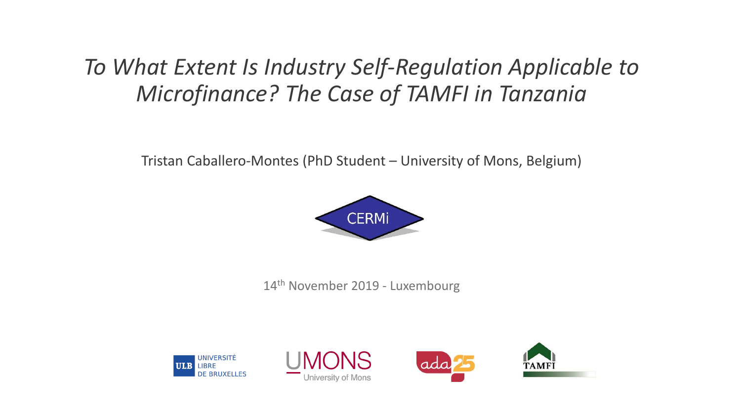# *To What Extent Is Industry Self-Regulation Applicable to Microfinance? The Case of TAMFI in Tanzania*

Tristan Caballero-Montes (PhD Student – University of Mons, Belgium)

CERMi

14th November 2019 - Luxembourg

UNIVERSITÉ LIBRE DE BRUXELLES

UMONS University of Mons

ada

TAMFI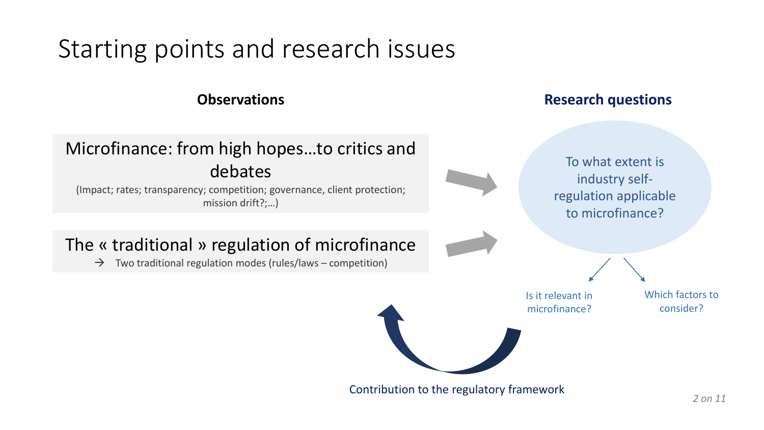# Starting points and research issues

## Observations

### Microfinance: from high hopes…to critics and debates

(Impact; rates; transparency; competition; governance, client protection; mission drift?;…)

### The « traditional » regulation of microfinance

→ Two traditional regulation modes (rules/laws – competition)

## Research questions

To what extent is industry self-regulation applicable to microfinance?

- Is it relevant in microfinance?
- Which factors to consider?

Contribution to the regulatory framework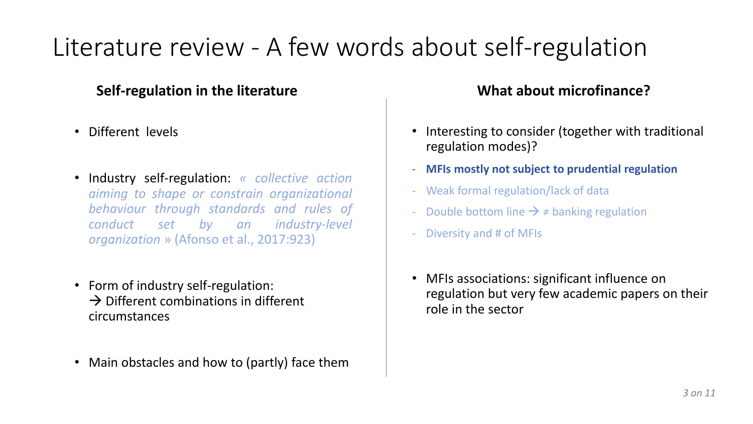# Literature review - A few words about self-regulation

## Self-regulation in the literature

- Different levels

- Industry self-regulation: *« collective action aiming to shape or constrain organizational behaviour through standards and rules of conduct set by an industry-level organization »* (Afonso et al., 2017:923)

- Form of industry self-regulation:
  → Different combinations in different circumstances

- Main obstacles and how to (partly) face them

## What about microfinance?

- Interesting to consider (together with traditional regulation modes)?
  - **MFIs mostly not subject to prudential regulation**
  - Weak formal regulation/lack of data
  - Double bottom line → ≠ banking regulation
  - Diversity and # of MFIs

- MFIs associations: significant influence on regulation but very few academic papers on their role in the sector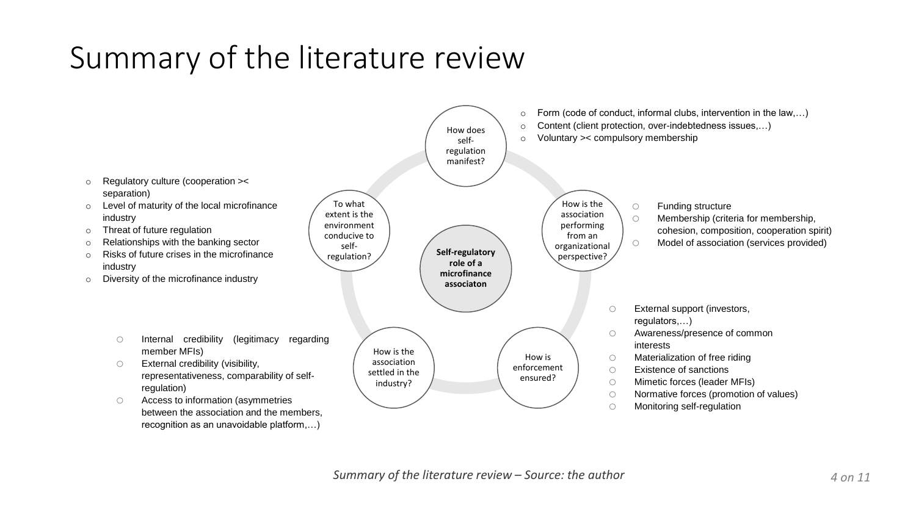# Summary of the literature review

**Self-regulatory role of a microfinance associaton**

**How does self-regulation manifest?**

- Form (code of conduct, informal clubs, intervention in the law,…)
- Content (client protection, over-indebtedness issues,…)
- Voluntary >< compulsory membership

**How is the association performing from an organizational perspective?**

- Funding structure
- Membership (criteria for membership, cohesion, composition, cooperation spirit)
- Model of association (services provided)

**How is enforcement ensured?**

- External support (investors, regulators,…)
- Awareness/presence of common interests
- Materialization of free riding
- Existence of sanctions
- Mimetic forces (leader MFIs)
- Normative forces (promotion of values)
- Monitoring self-regulation

**How is the association settled in the industry?**

- Internal credibility (legitimacy regarding member MFIs)
- External credibility (visibility, representativeness, comparability of self-regulation)
- Access to information (asymmetries between the association and the members, recognition as an unavoidable platform,…)

**To what extent is the environment conducive to self-regulation?**

- Regulatory culture (cooperation >< separation)
- Level of maturity of the local microfinance industry
- Threat of future regulation
- Relationships with the banking sector
- Risks of future crises in the microfinance industry
- Diversity of the microfinance industry

*Summary of the literature review – Source: the author*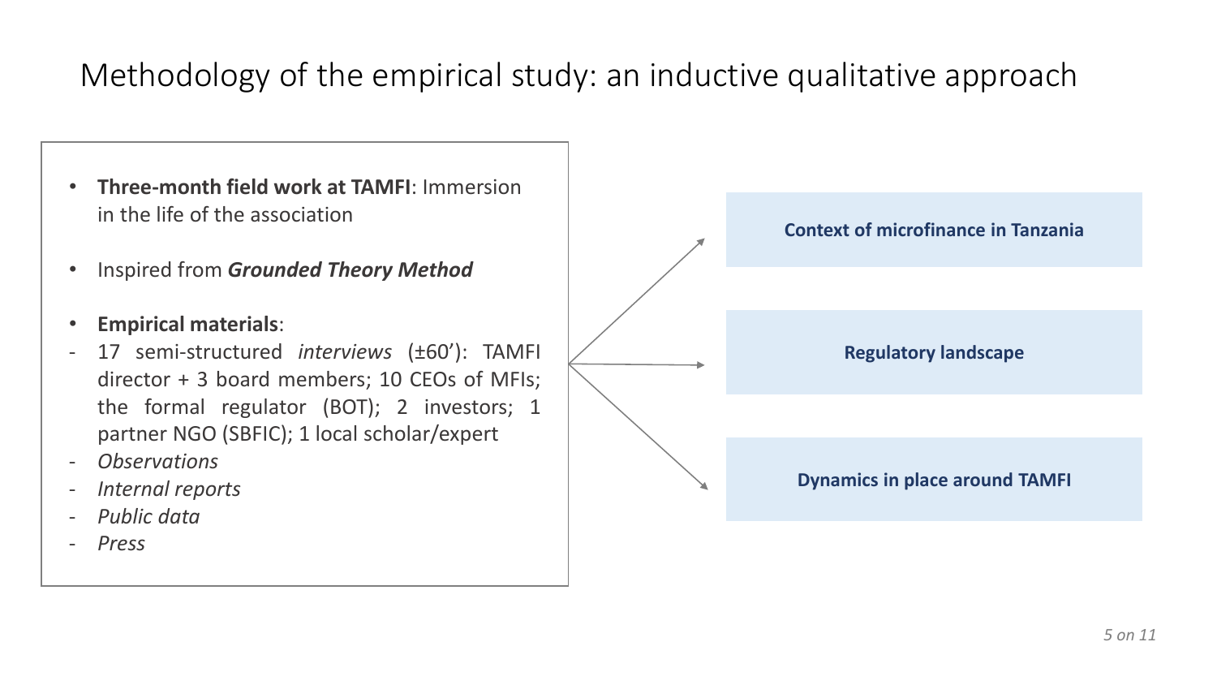# Methodology of the empirical study: an inductive qualitative approach

- **Three-month field work at TAMFI**: Immersion in the life of the association
- Inspired from ***Grounded Theory Method***
- **Empirical materials**:
  - 17 semi-structured *interviews* (±60'): TAMFI director + 3 board members; 10 CEOs of MFIs; the formal regulator (BOT); 2 investors; 1 partner NGO (SBFIC); 1 local scholar/expert
  - *Observations*
  - *Internal reports*
  - *Public data*
  - *Press*

**Context of microfinance in Tanzania**

**Regulatory landscape**

**Dynamics in place around TAMFI**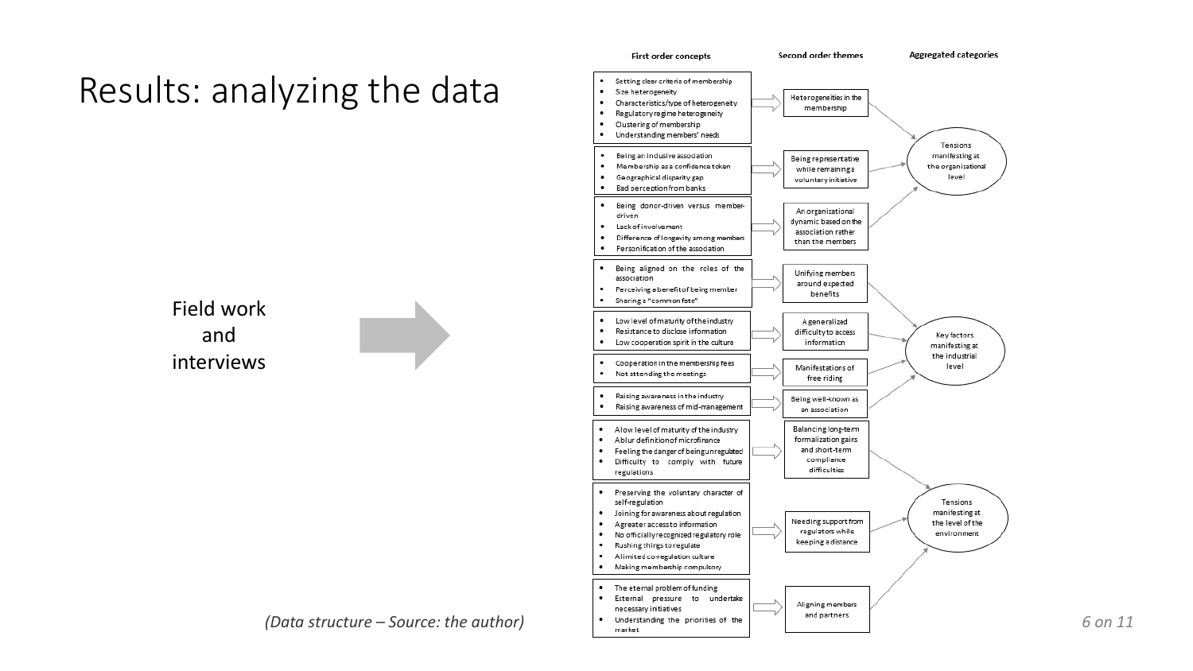# Results: analyzing the data

Field work and interviews

| First order concepts | Second order themes | Aggregated categories |
| --- | --- | --- |
| • Setting clear criteria of membership<br>• Size heterogeneity<br>• Characteristics/type of heterogeneity<br>• Regulatory regime heterogeneity<br>• Clustering of membership<br>• Understanding members' needs | Heterogeneities in the membership | Tensions manifesting at the organizational level |
| • Being an inclusive association<br>• Membership as a confidence token<br>• Geographical disparity gap<br>• Bad perception from banks | Being representative while remaining a voluntary initiative | Tensions manifesting at the organizational level |
| • Being donor-driven versus member-driven<br>• Lack of involvement<br>• Difference of longevity among members<br>• Personification of the association | An organizational dynamic based on the association rather than the members | Tensions manifesting at the organizational level |
| • Being aligned on the roles of the association<br>• Perceiving a benefit of being member<br>• Sharing a "common fate" | Unifying members around expected benefits | Key factors manifesting at the industrial level |
| • Low level of maturity of the industry<br>• Resistance to disclose information<br>• Low cooperation spirit in the culture | A generalized difficulty to access information | Key factors manifesting at the industrial level |
| • Cooperation in the membership fees<br>• Not attending the meetings | Manifestations of free riding | Key factors manifesting at the industrial level |
| • Raising awareness in the industry<br>• Raising awareness of mid-management | Being well-known as an association | Key factors manifesting at the industrial level |
| • A low level of maturity of the industry<br>• A blur definition of microfinance<br>• Feeling the danger of being unregulated<br>• Difficulty to comply with future regulations | Balancing long-term formalization gains and short-term compliance difficulties | Tensions manifesting at the level of the environment |
| • Preserving the voluntary character of self-regulation<br>• Joining for awareness about regulation<br>• A greater access to information<br>• No officially recognized regulatory role<br>• Rushing things to regulate<br>• A limited co-regulation culture<br>• Making membership compulsory | Needing support from regulators while keeping a distance | Tensions manifesting at the level of the environment |
| • The eternal problem of funding<br>• External pressure to undertake necessary initiatives<br>• Understanding the priorities of the market | Aligning members and partners | Tensions manifesting at the level of the environment |

*(Data structure – Source: the author)*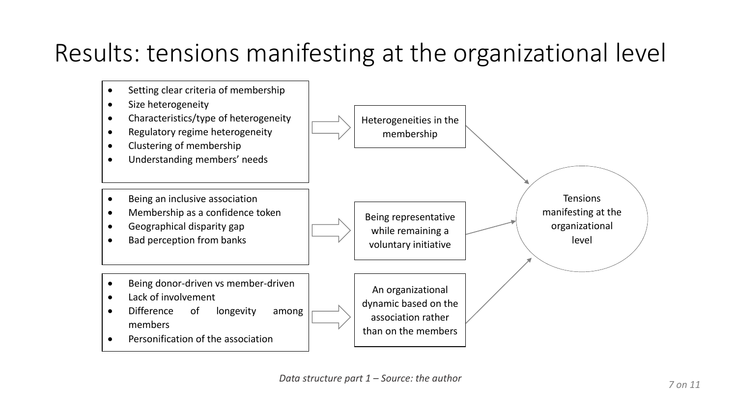# Results: tensions manifesting at the organizational level

- Setting clear criteria of membership
- Size heterogeneity
- Characteristics/type of heterogeneity
- Regulatory regime heterogeneity
- Clustering of membership
- Understanding members' needs

→ Heterogeneities in the membership

- Being an inclusive association
- Membership as a confidence token
- Geographical disparity gap
- Bad perception from banks

→ Being representative while remaining a voluntary initiative

- Being donor-driven vs member-driven
- Lack of involvement
- Difference of longevity among members
- Personification of the association

→ An organizational dynamic based on the association rather than on the members

Heterogeneities in the membership / Being representative while remaining a voluntary initiative / An organizational dynamic based on the association rather than on the members → Tensions manifesting at the organizational level

*Data structure part 1 – Source: the author*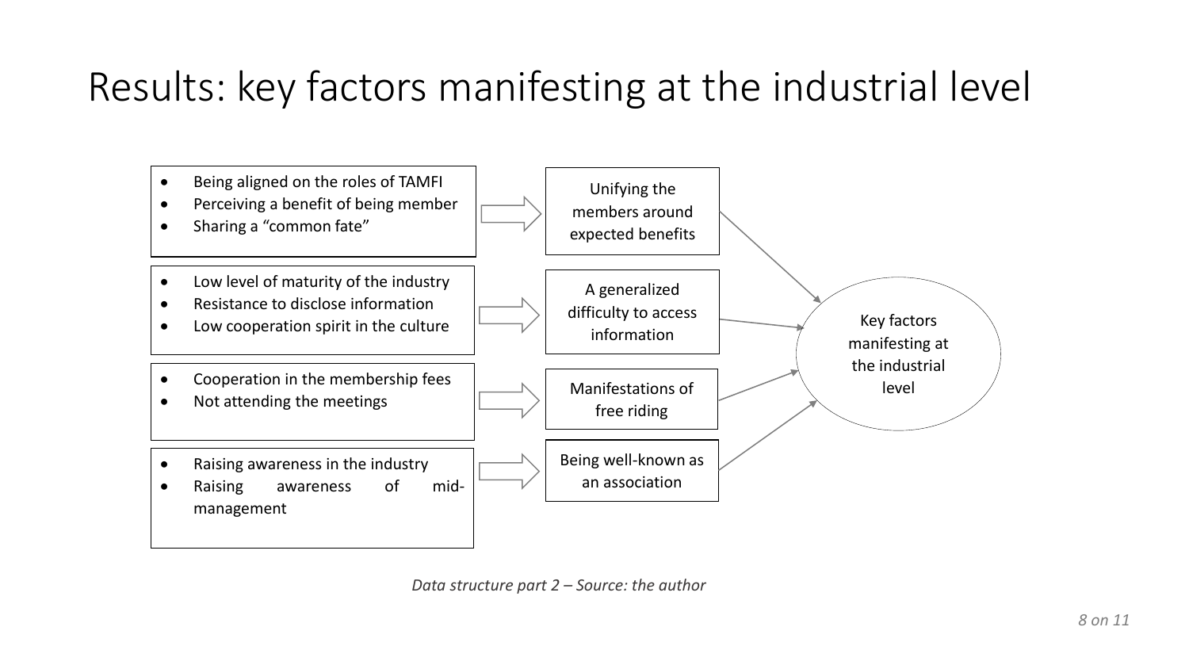# Results: key factors manifesting at the industrial level

- Being aligned on the roles of TAMFI
- Perceiving a benefit of being member
- Sharing a "common fate"

→ Unifying the members around expected benefits

- Low level of maturity of the industry
- Resistance to disclose information
- Low cooperation spirit in the culture

→ A generalized difficulty to access information

- Cooperation in the membership fees
- Not attending the meetings

→ Manifestations of free riding

- Raising awareness in the industry
- Raising awareness of mid-management

→ Being well-known as an association

→ Key factors manifesting at the industrial level

*Data structure part 2 – Source: the author*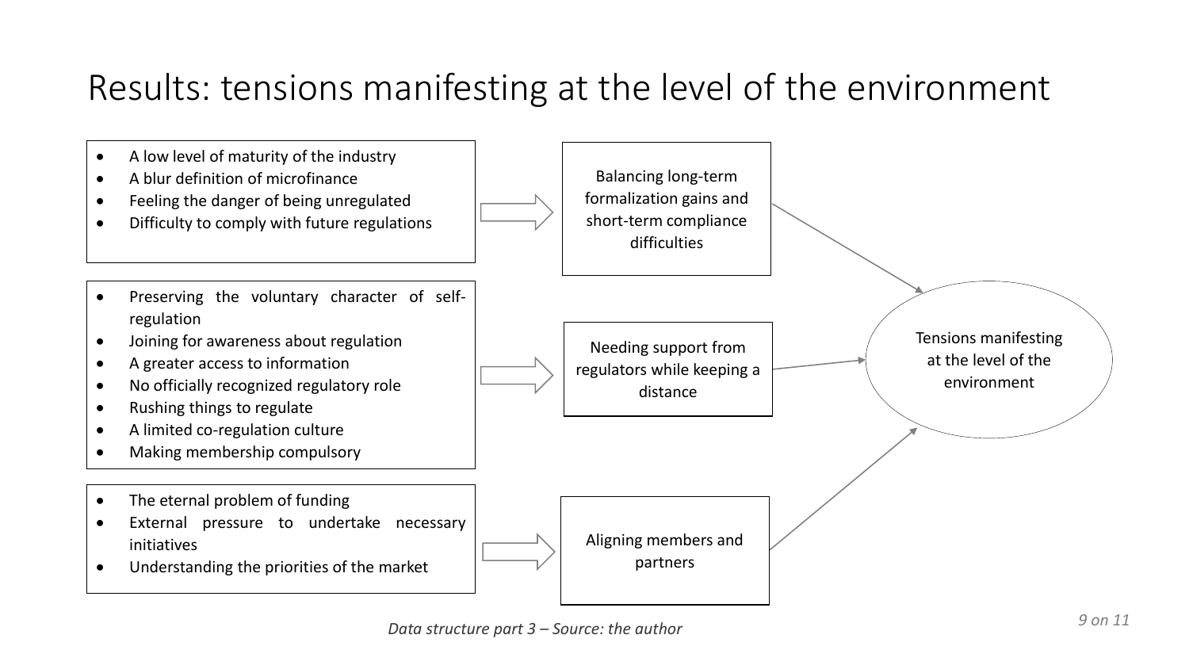# Results: tensions manifesting at the level of the environment

- A low level of maturity of the industry
- A blur definition of microfinance
- Feeling the danger of being unregulated
- Difficulty to comply with future regulations

→ Balancing long-term formalization gains and short-term compliance difficulties

- Preserving the voluntary character of self-regulation
- Joining for awareness about regulation
- A greater access to information
- No officially recognized regulatory role
- Rushing things to regulate
- A limited co-regulation culture
- Making membership compulsory

→ Needing support from regulators while keeping a distance

- The eternal problem of funding
- External pressure to undertake necessary initiatives
- Understanding the priorities of the market

→ Aligning members and partners

→ Tensions manifesting at the level of the environment

*Data structure part 3 – Source: the author*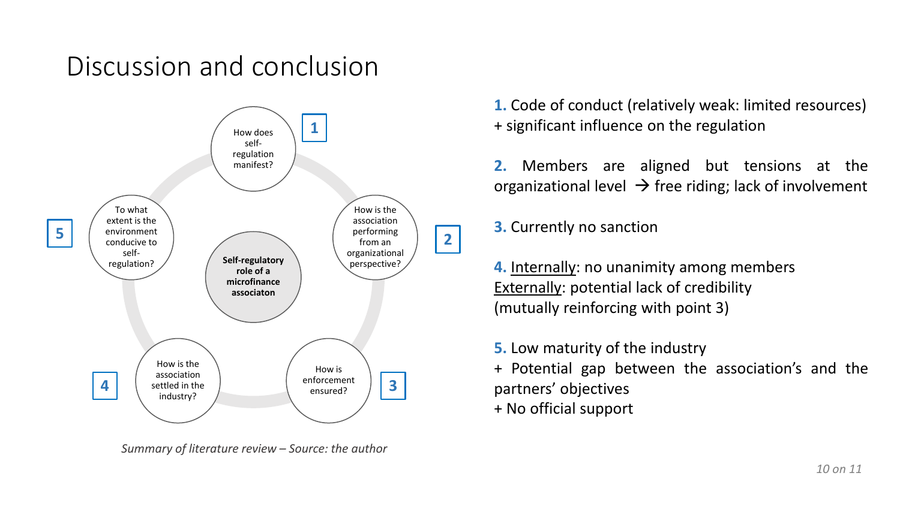# Discussion and conclusion

**Self-regulatory role of a microfinance associaton**

1. How does self-regulation manifest?
2. How is the association performing from an organizational perspective?
3. How is enforcement ensured?
4. How is the association settled in the industry?
5. To what extent is the environment conducive to self-regulation?

*Summary of literature review – Source: the author*

**1.** Code of conduct (relatively weak: limited resources) + significant influence on the regulation

**2.** Members are aligned but tensions at the organizational level → free riding; lack of involvement

**3.** Currently no sanction

**4.** Internally: no unanimity among members
Externally: potential lack of credibility
(mutually reinforcing with point 3)

**5.** Low maturity of the industry
+ Potential gap between the association's and the partners' objectives
+ No official support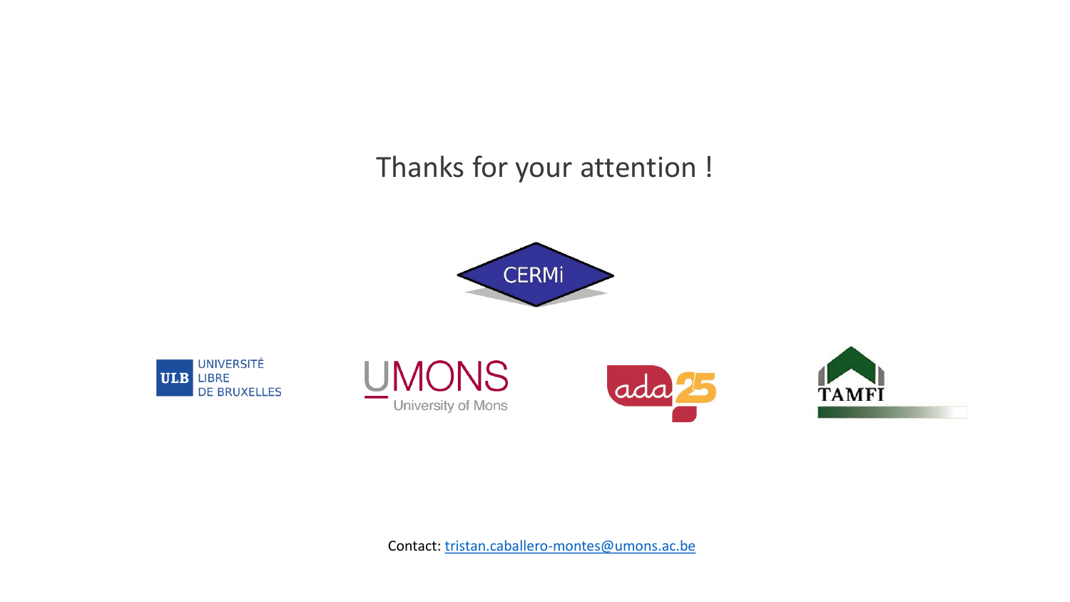Thanks for your attention !

CERMi

UNIVERSITÉ LIBRE DE BRUXELLES

UMONS University of Mons

ada25

TAMFI

Contact: tristan.caballero-montes@umons.ac.be